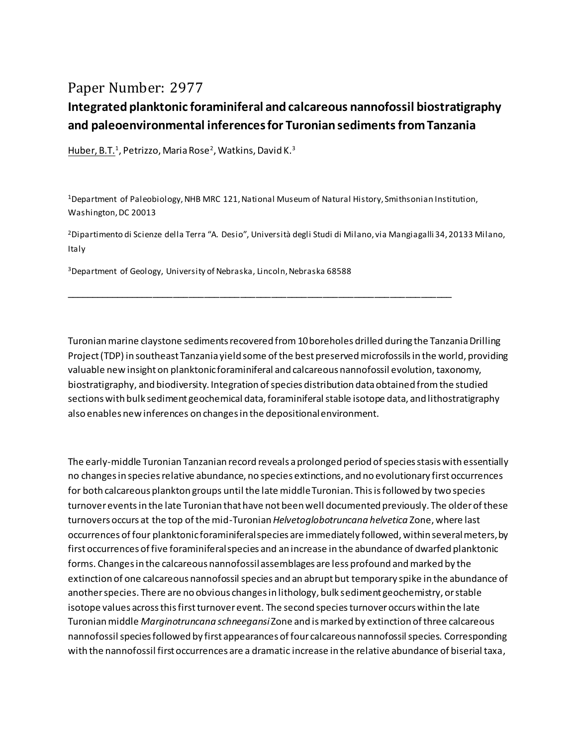# Paper Number: 2977

## Integrated planktonic foraminiferal and calcareous nannofossil biostratigraphy and paleoenvironmental inferences for Turonian sediments from Tanzania

Huber, B.T.[1], Petrizzo, Maria Rose[2], Watkins, David K.[3]

[1]Department of Paleobiology, NHB MRC 121, National Museum of Natural History, Smithsonian Institution, Washington, DC 20013

[2]Dipartimento di Scienze della Terra "A. Desio", Università degli Studi di Milano, via Mangiagalli 34, 20133 Milano, Italy

[3]Department of Geology, University of Nebraska, Lincoln, Nebraska 68588

---

Turonian marine claystone sediments recovered from 10 boreholes drilled during the Tanzania Drilling Project (TDP) in southeast Tanzania yield some of the best preserved microfossils in the world, providing valuable new insight on planktonic foraminiferal and calcareous nannofossil evolution, taxonomy, biostratigraphy, and biodiversity. Integration of species distribution data obtained from the studied sections with bulk sediment geochemical data, foraminiferal stable isotope data, and lithostratigraphy also enables new inferences on changes in the depositional environment.

The early-middle Turonian Tanzanian record reveals a prolonged period of species stasis with essentially no changes in species relative abundance, no species extinctions, and no evolutionary first occurrences for both calcareous plankton groups until the late middle Turonian. This is followed by two species turnover events in the late Turonian that have not been well documented previously. The older of these turnovers occurs at the top of the mid-Turonian *Helvetoglobotruncana helvetica* Zone, where last occurrences of four planktonic foraminiferal species are immediately followed, within several meters, by first occurrences of five foraminiferal species and an increase in the abundance of dwarfed planktonic forms. Changes in the calcareous nannofossil assemblages are less profound and marked by the extinction of one calcareous nannofossil species and an abrupt but temporary spike in the abundance of another species. There are no obvious changes in lithology, bulk sediment geochemistry, or stable isotope values across this first turnover event. The second species turnover occurs within the late Turonian middle *Marginotruncana schneegansi* Zone and is marked by extinction of three calcareous nannofossil species followed by first appearances of four calcareous nannofossil species. Corresponding with the nannofossil first occurrences are a dramatic increase in the relative abundance of biserial taxa,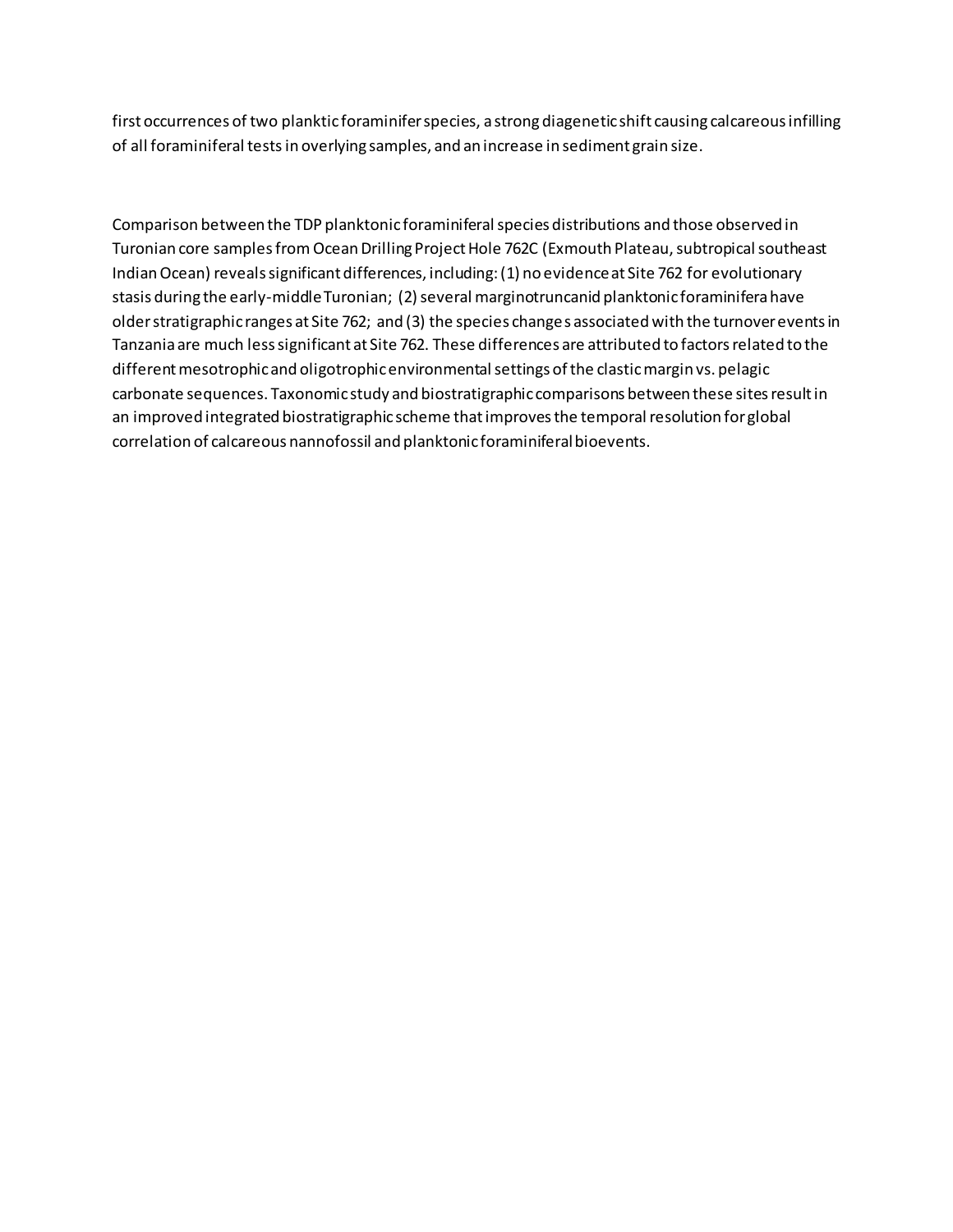first occurrences of two planktic foraminifer species, a strong diagenetic shift causing calcareous infilling of all foraminiferal tests in overlying samples, and an increase in sediment grain size.

Comparison between the TDP planktonic foraminiferal species distributions and those observed in Turonian core samples from Ocean Drilling Project Hole 762C (Exmouth Plateau, subtropical southeast Indian Ocean) reveals significant differences, including: (1) no evidence at Site 762 for evolutionary stasis during the early-middle Turonian; (2) several marginotruncanid planktonic foraminifera have older stratigraphic ranges at Site 762; and (3) the species changes associated with the turnover events in Tanzania are much less significant at Site 762. These differences are attributed to factors related to the different mesotrophic and oligotrophic environmental settings of the clastic margin vs. pelagic carbonate sequences. Taxonomic study and biostratigraphic comparisons between these sites result in an improved integrated biostratigraphic scheme that improves the temporal resolution for global correlation of calcareous nannofossil and planktonic foraminiferal bioevents.